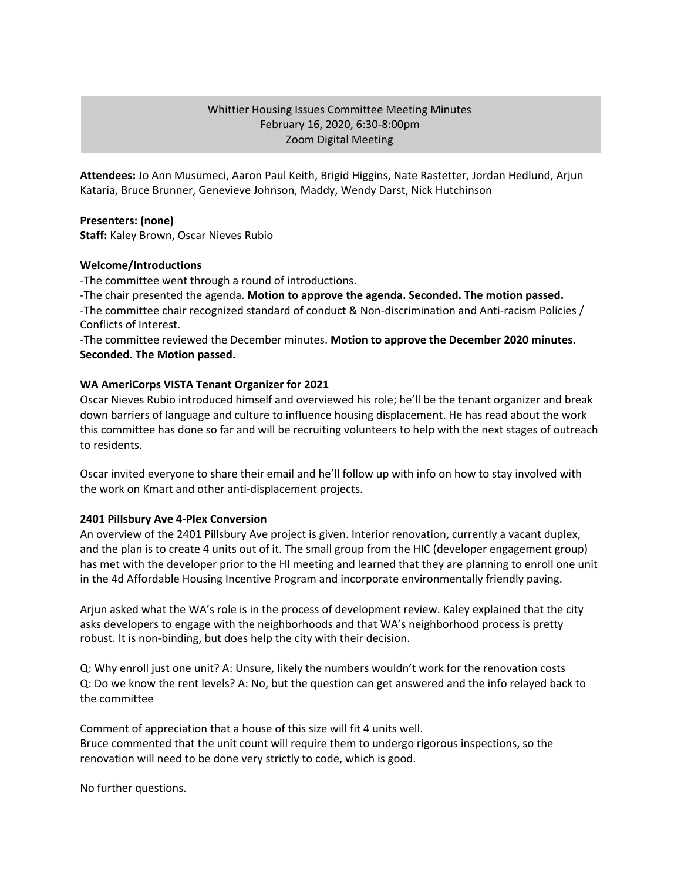# Whittier Housing Issues Committee Meeting Minutes
February 16, 2020, 6:30-8:00pm
Zoom Digital Meeting

**Attendees:** Jo Ann Musumeci, Aaron Paul Keith, Brigid Higgins, Nate Rastetter, Jordan Hedlund, Arjun Kataria, Bruce Brunner, Genevieve Johnson, Maddy, Wendy Darst, Nick Hutchinson

**Presenters: (none)**
**Staff:** Kaley Brown, Oscar Nieves Rubio

**Welcome/Introductions**

-The committee went through a round of introductions.
-The chair presented the agenda. **Motion to approve the agenda. Seconded. The motion passed.**
-The committee chair recognized standard of conduct & Non-discrimination and Anti-racism Policies / Conflicts of Interest.
-The committee reviewed the December minutes. **Motion to approve the December 2020 minutes. Seconded. The Motion passed.**

**WA AmeriCorps VISTA Tenant Organizer for 2021**

Oscar Nieves Rubio introduced himself and overviewed his role; he'll be the tenant organizer and break down barriers of language and culture to influence housing displacement. He has read about the work this committee has done so far and will be recruiting volunteers to help with the next stages of outreach to residents.

Oscar invited everyone to share their email and he'll follow up with info on how to stay involved with the work on Kmart and other anti-displacement projects.

**2401 Pillsbury Ave 4-Plex Conversion**

An overview of the 2401 Pillsbury Ave project is given. Interior renovation, currently a vacant duplex, and the plan is to create 4 units out of it. The small group from the HIC (developer engagement group) has met with the developer prior to the HI meeting and learned that they are planning to enroll one unit in the 4d Affordable Housing Incentive Program and incorporate environmentally friendly paving.

Arjun asked what the WA's role is in the process of development review. Kaley explained that the city asks developers to engage with the neighborhoods and that WA's neighborhood process is pretty robust. It is non-binding, but does help the city with their decision.

Q: Why enroll just one unit? A: Unsure, likely the numbers wouldn't work for the renovation costs
Q: Do we know the rent levels? A: No, but the question can get answered and the info relayed back to the committee

Comment of appreciation that a house of this size will fit 4 units well.
Bruce commented that the unit count will require them to undergo rigorous inspections, so the renovation will need to be done very strictly to code, which is good.

No further questions.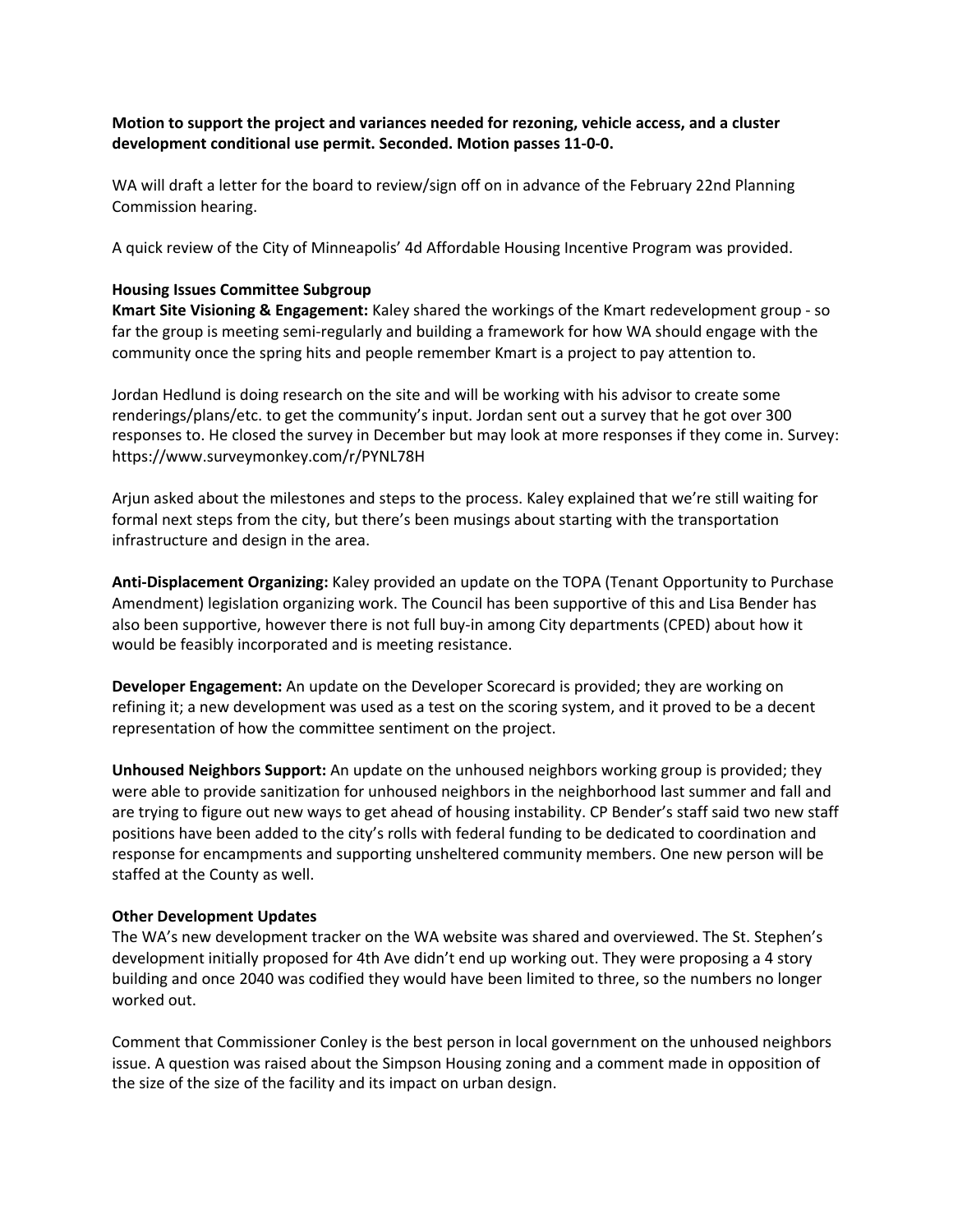**Motion to support the project and variances needed for rezoning, vehicle access, and a cluster development conditional use permit. Seconded. Motion passes 11-0-0.**

WA will draft a letter for the board to review/sign off on in advance of the February 22nd Planning Commission hearing.

A quick review of the City of Minneapolis' 4d Affordable Housing Incentive Program was provided.

**Housing Issues Committee Subgroup**

**Kmart Site Visioning & Engagement:** Kaley shared the workings of the Kmart redevelopment group - so far the group is meeting semi-regularly and building a framework for how WA should engage with the community once the spring hits and people remember Kmart is a project to pay attention to.

Jordan Hedlund is doing research on the site and will be working with his advisor to create some renderings/plans/etc. to get the community's input. Jordan sent out a survey that he got over 300 responses to. He closed the survey in December but may look at more responses if they come in. Survey: https://www.surveymonkey.com/r/PYNL78H

Arjun asked about the milestones and steps to the process. Kaley explained that we're still waiting for formal next steps from the city, but there's been musings about starting with the transportation infrastructure and design in the area.

**Anti-Displacement Organizing:** Kaley provided an update on the TOPA (Tenant Opportunity to Purchase Amendment) legislation organizing work. The Council has been supportive of this and Lisa Bender has also been supportive, however there is not full buy-in among City departments (CPED) about how it would be feasibly incorporated and is meeting resistance.

**Developer Engagement:** An update on the Developer Scorecard is provided; they are working on refining it; a new development was used as a test on the scoring system, and it proved to be a decent representation of how the committee sentiment on the project.

**Unhoused Neighbors Support:** An update on the unhoused neighbors working group is provided; they were able to provide sanitization for unhoused neighbors in the neighborhood last summer and fall and are trying to figure out new ways to get ahead of housing instability. CP Bender's staff said two new staff positions have been added to the city's rolls with federal funding to be dedicated to coordination and response for encampments and supporting unsheltered community members. One new person will be staffed at the County as well.

**Other Development Updates**

The WA's new development tracker on the WA website was shared and overviewed. The St. Stephen's development initially proposed for 4th Ave didn't end up working out. They were proposing a 4 story building and once 2040 was codified they would have been limited to three, so the numbers no longer worked out.

Comment that Commissioner Conley is the best person in local government on the unhoused neighbors issue. A question was raised about the Simpson Housing zoning and a comment made in opposition of the size of the size of the facility and its impact on urban design.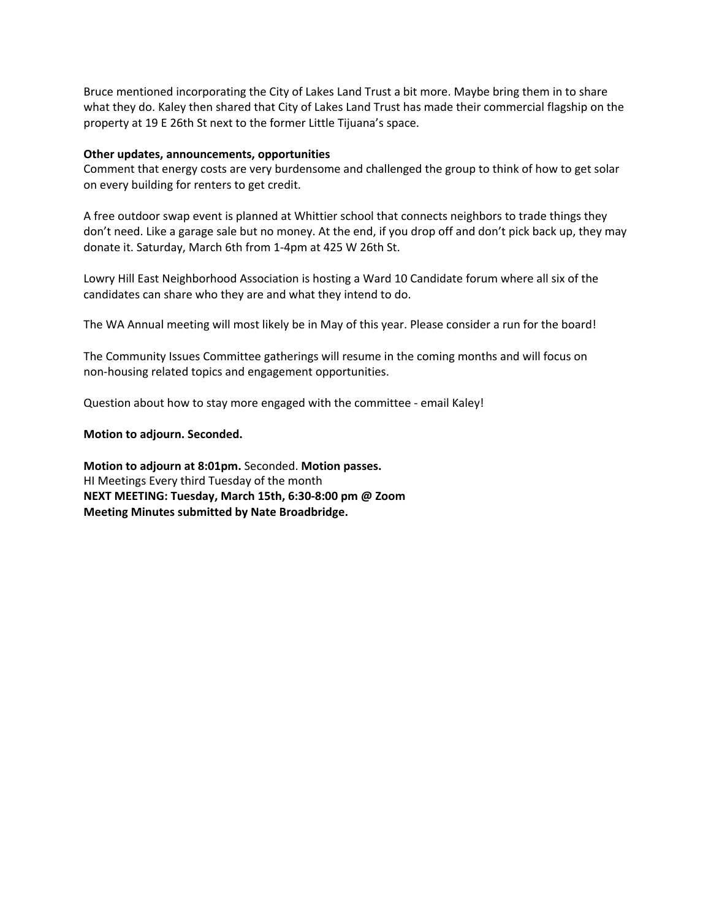Bruce mentioned incorporating the City of Lakes Land Trust a bit more. Maybe bring them in to share what they do. Kaley then shared that City of Lakes Land Trust has made their commercial flagship on the property at 19 E 26th St next to the former Little Tijuana's space.

**Other updates, announcements, opportunities**

Comment that energy costs are very burdensome and challenged the group to think of how to get solar on every building for renters to get credit.

A free outdoor swap event is planned at Whittier school that connects neighbors to trade things they don't need. Like a garage sale but no money. At the end, if you drop off and don't pick back up, they may donate it. Saturday, March 6th from 1-4pm at 425 W 26th St.

Lowry Hill East Neighborhood Association is hosting a Ward 10 Candidate forum where all six of the candidates can share who they are and what they intend to do.

The WA Annual meeting will most likely be in May of this year. Please consider a run for the board!

The Community Issues Committee gatherings will resume in the coming months and will focus on non-housing related topics and engagement opportunities.

Question about how to stay more engaged with the committee - email Kaley!

**Motion to adjourn. Seconded.**

**Motion to adjourn at 8:01pm.** Seconded. **Motion passes.**
HI Meetings Every third Tuesday of the month
**NEXT MEETING: Tuesday, March 15th, 6:30-8:00 pm @ Zoom**
**Meeting Minutes submitted by Nate Broadbridge.**